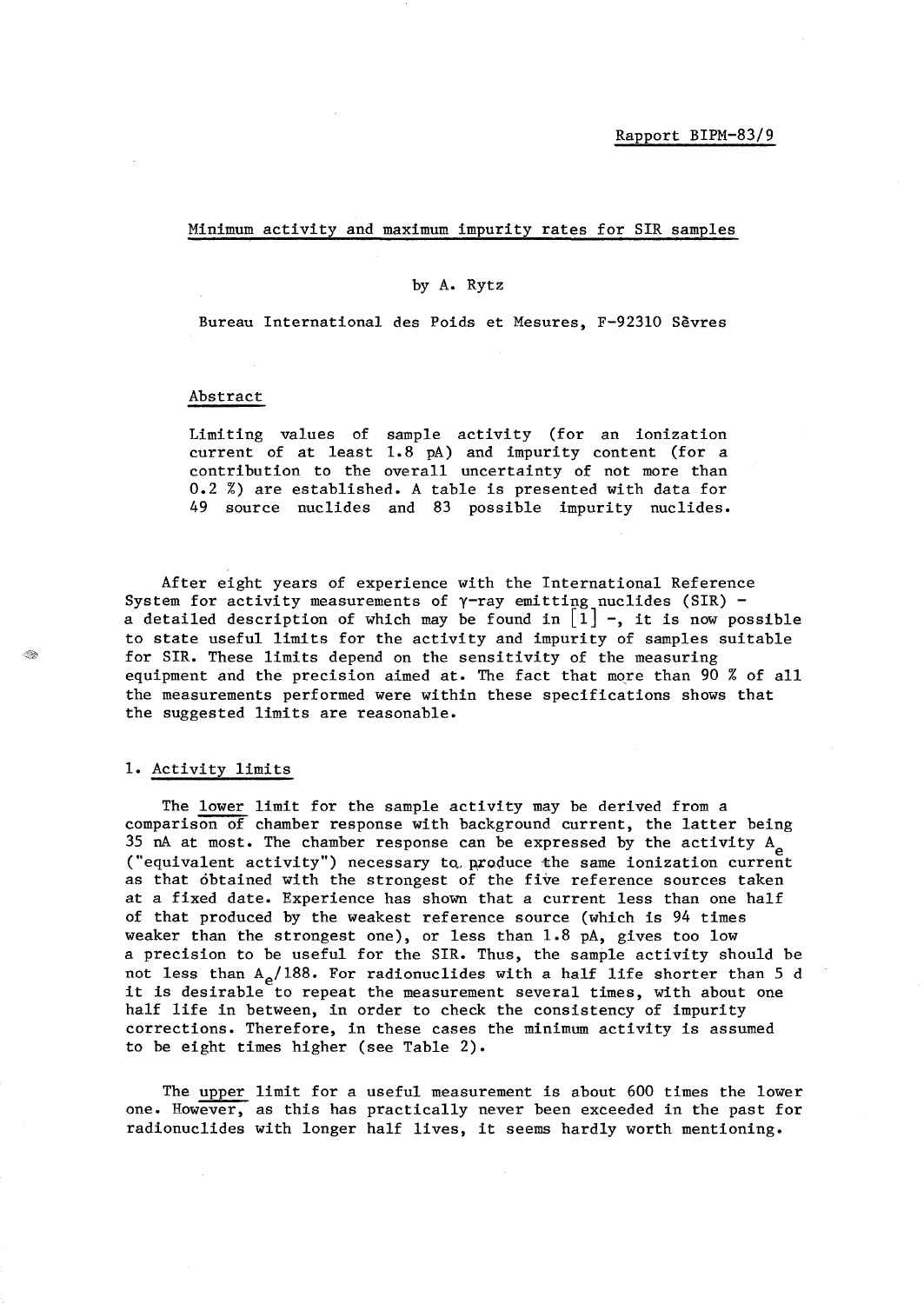Rapport BIPM-83/9

# Minimum activity and maximum impurity rates for SIR samples

by A. Rytz

Bureau International des Poids et Mesures, F-92310 Sèvres

## Abstract

Limiting values of sample activity (for an ionization current of at least 1.8 pA) and impurity content (for a contribution to the overall uncertainty of not more than 0.2 %) are established. A table is presented with data for 49 source nuclides and 83 possible impurity nuclides.

After eight years of experience with the International Reference System for activity measurements of γ-ray emitting nuclides (SIR) – a detailed description of which may be found in [1] –, it is now possible to state useful limits for the activity and impurity of samples suitable for SIR. These limits depend on the sensitivity of the measuring equipment and the precision aimed at. The fact that more than 90 % of all the measurements performed were within these specifications shows that the suggested limits are reasonable.

## 1. Activity limits

The lower limit for the sample activity may be derived from a comparison of chamber response with background current, the latter being 35 nA at most. The chamber response can be expressed by the activity $A_e$ ("equivalent activity") necessary to produce the same ionization current as that obtained with the strongest of the five reference sources taken at a fixed date. Experience has shown that a current less than one half of that produced by the weakest reference source (which is 94 times weaker than the strongest one), or less than 1.8 pA, gives too low a precision to be useful for the SIR. Thus, the sample activity should be not less than $A_e/188$. For radionuclides with a half life shorter than 5 d it is desirable to repeat the measurement several times, with about one half life in between, in order to check the consistency of impurity corrections. Therefore, in these cases the minimum activity is assumed to be eight times higher (see Table 2).

The upper limit for a useful measurement is about 600 times the lower one. However, as this has practically never been exceeded in the past for radionuclides with longer half lives, it seems hardly worth mentioning.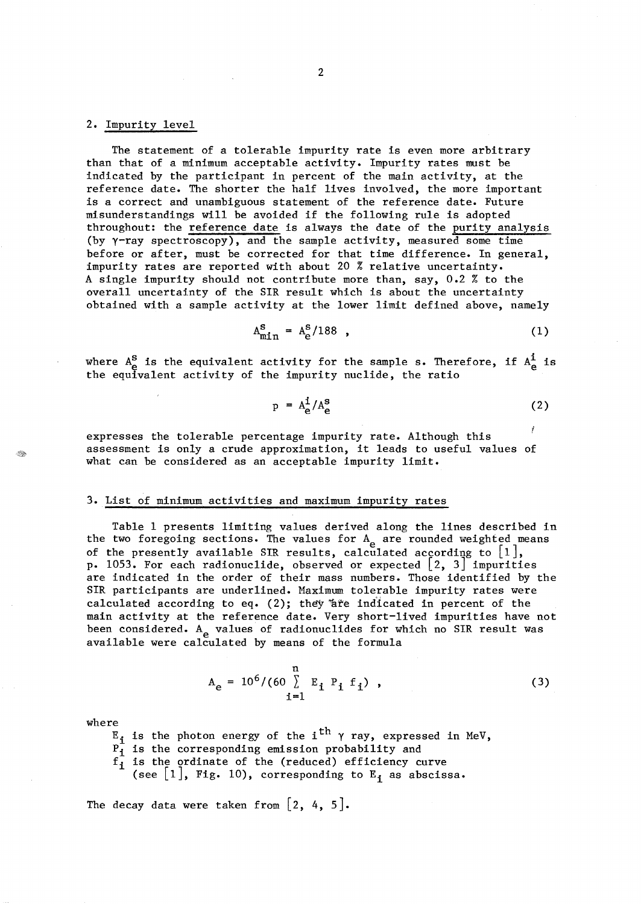## 2. Impurity level

The statement of a tolerable impurity rate is even more arbitrary than that of a minimum acceptable activity. Impurity rates must be indicated by the participant in percent of the main activity, at the reference date. The shorter the half lives involved, the more important is a correct and unambiguous statement of the reference date. Future misunderstandings will be avoided if the following rule is adopted throughout: the reference date is always the date of the purity analysis (by γ-ray spectroscopy), and the sample activity, measured some time before or after, must be corrected for that time difference. In general, impurity rates are reported with about 20 % relative uncertainty. A single impurity should not contribute more than, say, 0.2 % to the overall uncertainty of the SIR result which is about the uncertainty obtained with a sample activity at the lower limit defined above, namely

$$A^s_{min} = A^s_e/188 \ , \tag{1}$$

where $A^s_e$ is the equivalent activity for the sample s. Therefore, if $A^i_e$ is the equivalent activity of the impurity nuclide, the ratio

$$p = A^i_e/A^s_e \tag{2}$$

expresses the tolerable percentage impurity rate. Although this assessment is only a crude approximation, it leads to useful values of what can be considered as an acceptable impurity limit.

## 3. List of minimum activities and maximum impurity rates

Table 1 presents limiting values derived along the lines described in the two foregoing sections. The values for $A_e$ are rounded weighted means of the presently available SIR results, calculated according to [1], p. 1053. For each radionuclide, observed or expected [2, 3] impurities are indicated in the order of their mass numbers. Those identified by the SIR participants are underlined. Maximum tolerable impurity rates were calculated according to eq. (2); they are indicated in percent of the main activity at the reference date. Very short-lived impurities have not been considered. $A_e$ values of radionuclides for which no SIR result was available were calculated by means of the formula

$$A_e = 10^6/(60 \sum_{i=1}^{n} E_i \, P_i \, f_i) \ , \tag{3}$$

where

$E_i$ is the photon energy of the $i^{th}$ γ ray, expressed in MeV,
$P_i$ is the corresponding emission probability and
$f_i$ is the ordinate of the (reduced) efficiency curve (see [1], Fig. 10), corresponding to $E_i$ as abscissa.

The decay data were taken from [2, 4, 5].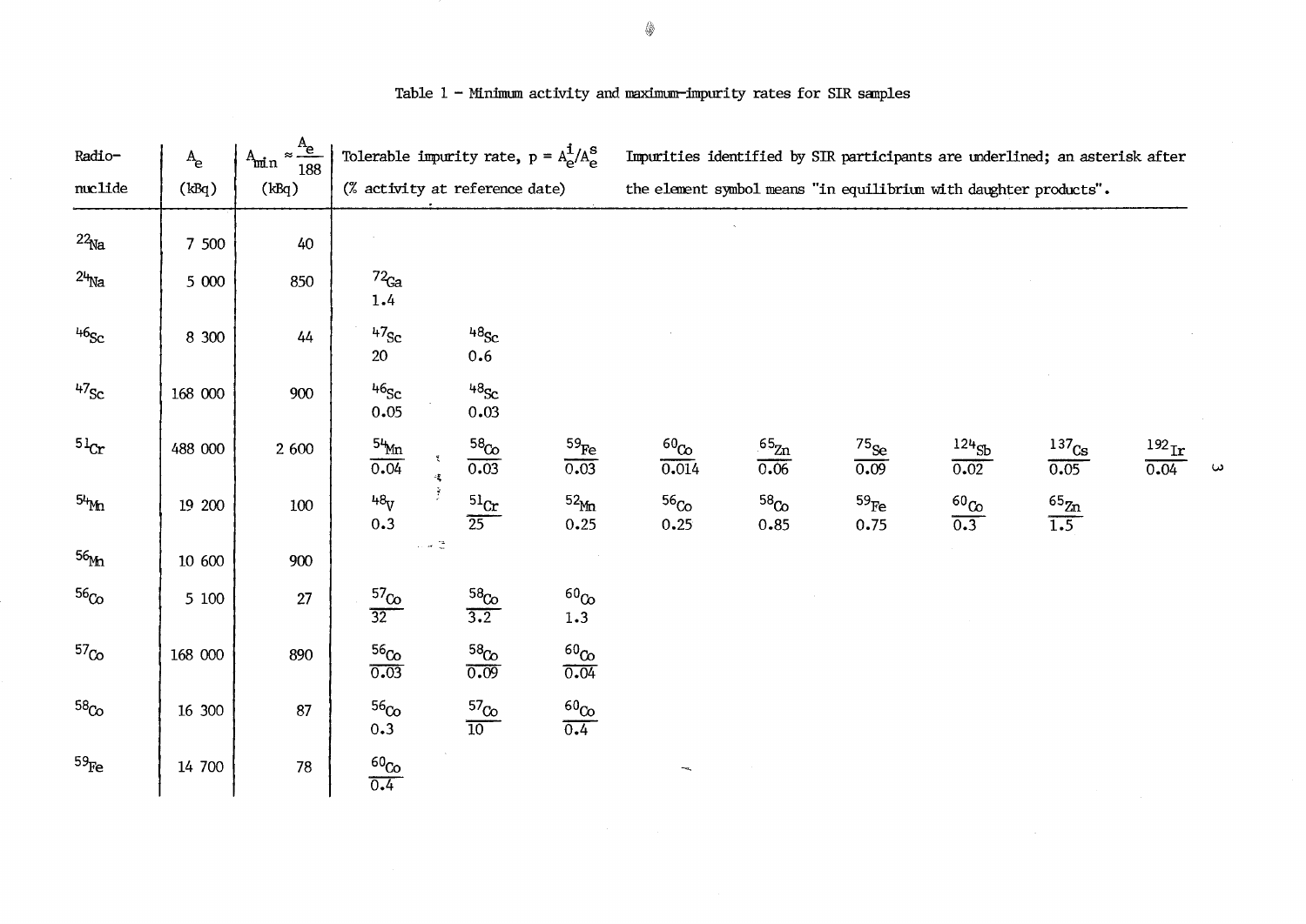Table 1 – Minimum activity and maximum-impurity rates for SIR samples

| Radio-nuclide | $A_e$ (kBq) | $A_{min} \approx \frac{A_e}{188}$ (kBq) | Tolerable impurity rate, $p = A_e^i/A_e^s$ (% activity at reference date) | | | Impurities identified by SIR participants are underlined; an asterisk after the element symbol means "in equilibrium with daughter products". | | | | | |
|---|---|---|---|---|---|---|---|---|---|---|---|
| $^{22}$Na | 7 500 | 40 | | | | | | | | | |
| $^{24}$Na | 5 000 | 850 | $^{72}$Ga 1.4 | | | | | | | | |
| $^{46}$Sc | 8 300 | 44 | $^{47}$Sc 20 | $^{48}$Sc 0.6 | | | | | | | |
| $^{47}$Sc | 168 000 | 900 | $^{46}$Sc 0.05 | $^{48}$Sc 0.03 | | | | | | | |
| $^{51}$Cr | 488 000 | 2 600 | <u>$^{54}$Mn 0.04</u> | <u>$^{58}$Co 0.03</u> | <u>$^{59}$Fe 0.03</u> | <u>$^{60}$Co 0.014</u> | <u>$^{65}$Zn 0.06</u> | <u>$^{75}$Se 0.09</u> | <u>$^{124}$Sb 0.02</u> | <u>$^{137}$Cs 0.05</u> | <u>$^{192}$Ir 0.04</u> |
| $^{54}$Mn | 19 200 | 100 | $^{48}$V 0.3 | <u>$^{51}$Cr 25</u> | $^{52}$Mn 0.25 | $^{56}$Co 0.25 | $^{58}$Co 0.85 | $^{59}$Fe 0.75 | <u>$^{60}$Co 0.3</u> | <u>$^{65}$Zn 1.5</u> | |
| $^{56}$Mn | 10 600 | 900 | | | | | | | | | |
| $^{56}$Co | 5 100 | 27 | <u>$^{57}$Co 32</u> | <u>$^{58}$Co 3.2</u> | $^{60}$Co 1.3 | | | | | | |
| $^{57}$Co | 168 000 | 890 | <u>$^{56}$Co 0.03</u> | <u>$^{58}$Co 0.09</u> | <u>$^{60}$Co 0.04</u> | | | | | | |
| $^{58}$Co | 16 300 | 87 | $^{56}$Co 0.3 | <u>$^{57}$Co 10</u> | <u>$^{60}$Co 0.4</u> | | | | | | |
| $^{59}$Fe | 14 700 | 78 | <u>$^{60}$Co 0.4</u> | | | | | | | | |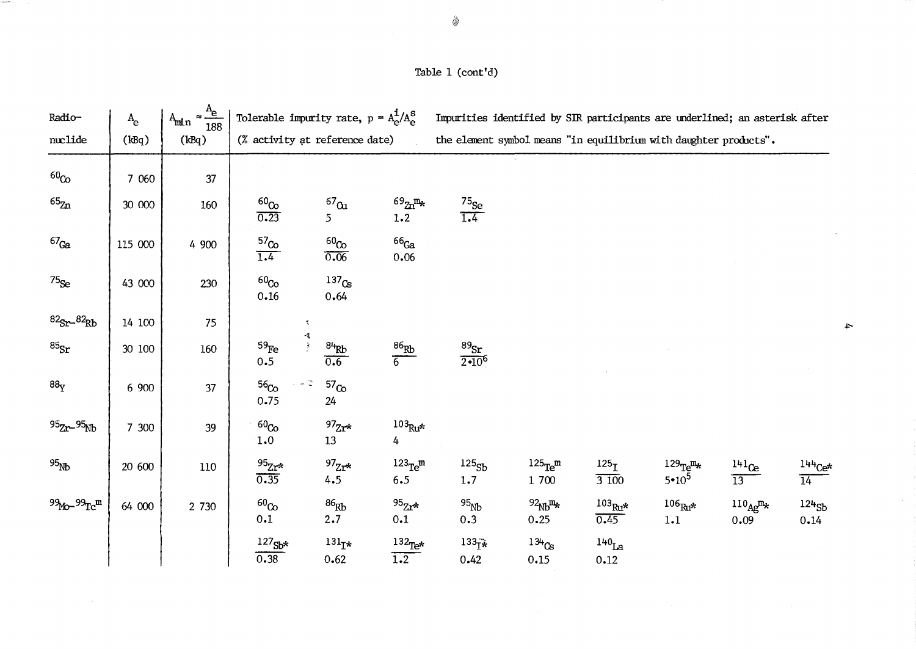Table 1 (cont'd)

| Radio-nuclide | $A_e$ (kBq) | $A_{min} \approx \frac{A_e}{188}$ (kBq) | Tolerable impurity rate, $p = A_e^i/A_e^s$ (% activity at reference date) | Impurities identified by SIR participants are underlined; an asterisk after the element symbol means "in equilibrium with daughter products". | | | | | | | |
|---|---|---|---|---|---|---|---|---|---|---|---|
| $^{60}$Co | 7 060 | 37 | | | | | | | | | |
| $^{65}$Zn | 30 000 | 160 | $^{60}$Co <u>0.23</u> | $^{67}$Cu 5 | $^{69}$Zn$^{m}$* 1.2 | $^{75}$Se <u>1.4</u> | | | | | |
| $^{67}$Ga | 115 000 | 4 900 | $^{57}$Co <u>1.4</u> | $^{60}$Co <u>0.06</u> | $^{66}$Ga 0.06 | | | | | | |
| $^{75}$Se | 43 000 | 230 | $^{60}$Co 0.16 | $^{137}$Cs 0.64 | | | | | | | |
| $^{82}$Sr–$^{82}$Rb | 14 100 | 75 | | | | | | | | | |
| $^{85}$Sr | 30 100 | 160 | $^{59}$Fe 0.5 | $^{84}$Rb <u>0.6</u> | $^{86}$Rb <u>6</u> | $^{89}$Sr <u>$2 \cdot 10^6$</u> | | | | | |
| $^{88}$Y | 6 900 | 37 | $^{56}$Co 0.75 | $^{57}$Co 24 | | | | | | | |
| $^{95}$Zr–$^{95}$Nb | 7 300 | 39 | $^{60}$Co 1.0 | $^{97}$Zr* 13 | $^{103}$Ru* 4 | | | | | | |
| $^{95}$Nb | 20 600 | 110 | $^{95}$Zr* <u>0.35</u> | $^{97}$Zr* 4.5 | $^{123}$Te$^{m}$ 6.5 | $^{125}$Sb 1.7 | $^{125}$Te$^{m}$ 1 700 | $^{125}$I <u>3 100</u> | $^{129}$Te$^{m}$* $5 \cdot 10^5$ | $^{141}$Ce <u>13</u> | $^{144}$Ce* <u>14</u> |
| $^{99}$Mo–$^{99}$Tc$^{m}$ | 64 000 | 2 730 | $^{60}$Co 0.1 | $^{86}$Rb 2.7 | $^{95}$Zr* 0.1 | $^{95}$Nb 0.3 | $^{92}$Nb$^{m}$* 0.25 | $^{103}$Ru* <u>0.45</u> | $^{106}$Ru* 1.1 | $^{110}$Ag$^{m}$* 0.09 | $^{124}$Sb 0.14 |
| | | | $^{127}$Sb* <u>0.38</u> | $^{131}$I* 0.62 | $^{132}$Te* <u>1.2</u> | $^{133}$I* 0.42 | $^{134}$Cs 0.15 | $^{140}$La 0.12 | | | |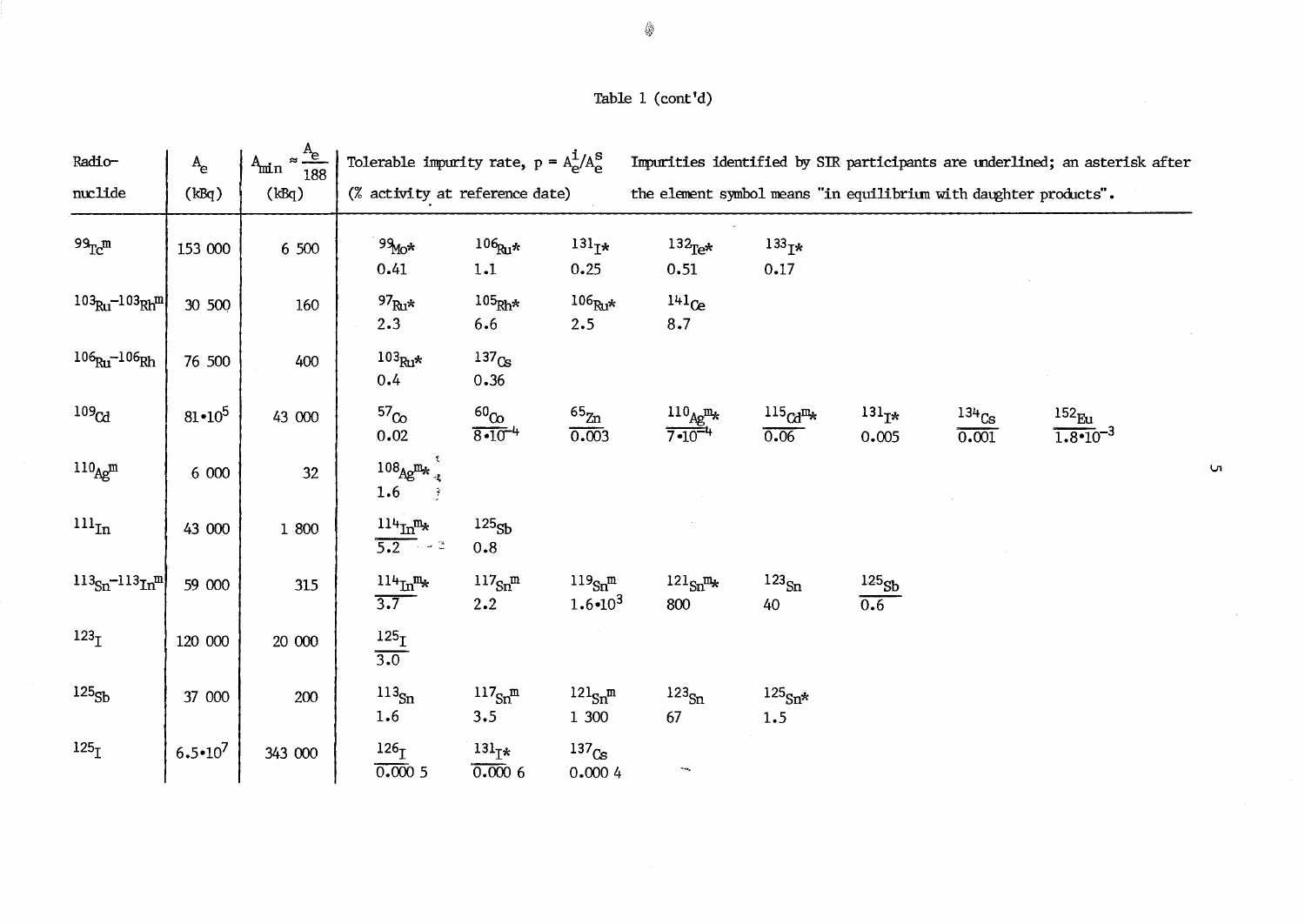Table 1 (cont'd)

| Radio-nuclide | $A_e$ (kBq) | $A_{min} \approx \frac{A_e}{188}$ (kBq) | Tolerable impurity rate, $p = A_e^i/A_e^s$ (% activity at reference date) | Impurities identified by SIR participants are underlined; an asterisk after the element symbol means "in equilibrium with daughter products". | | | | | | | |
|---|---|---|---|---|---|---|---|---|---|---|---|
| $^{99}Tc^m$ | 153 000 | 6 500 | $^{99}Mo$* 0.41 | $^{106}Ru$* 1.1 | $^{131}I$* 0.25 | $^{132}Te$* 0.51 | $^{133}I$* 0.17 | | | | |
| $^{103}Ru$-$^{103}Rh^m$ | 30 500 | 160 | $^{97}Ru$* 2.3 | $^{105}Rh$* 6.6 | $^{106}Ru$* 2.5 | $^{141}Ce$ 8.7 | | | | | |
| $^{106}Ru$-$^{106}Rh$ | 76 500 | 400 | $^{103}Ru$* 0.4 | $^{137}Cs$ 0.36 | | | | | | | |
| $^{109}Cd$ | $81 \cdot 10^5$ | 43 000 | $^{57}Co$ 0.02 | <u>$^{60}Co$ $8 \cdot 10^{-4}$</u> | <u>$^{65}Zn$ 0.003</u> | <u>$^{110}Ag^m$* $7 \cdot 10^{-4}$</u> | <u>$^{115}Cd^m$* 0.06</u> | $^{131}I$* 0.005 | <u>$^{134}Cs$ 0.001</u> | <u>$^{152}Eu$ $1.8 \cdot 10^{-3}$</u> | |
| $^{110}Ag^m$ | 6 000 | 32 | $^{108}Ag^m$* 1.6 | | | | | | | | |
| $^{111}In$ | 43 000 | 1 800 | <u>$^{114}In^m$* 5.2</u> | $^{125}Sb$ 0.8 | | | | | | | |
| $^{113}Sn$-$^{113}In^m$ | 59 000 | 315 | <u>$^{114}In^m$* 3.7</u> | $^{117}Sn^m$ 2.2 | $^{119}Sn^m$ $1.6 \cdot 10^3$ | $^{121}Sn^m$* 800 | $^{123}Sn$ 40 | <u>$^{125}Sb$ 0.6</u> | | | |
| $^{123}I$ | 120 000 | 20 000 | <u>$^{125}I$ 3.0</u> | | | | | | | | |
| $^{125}Sb$ | 37 000 | 200 | $^{113}Sn$ 1.6 | $^{117}Sn^m$ 3.5 | $^{121}Sn^m$ 1 300 | $^{123}Sn$ 67 | $^{125}Sn$* 1.5 | | | | |
| $^{125}I$ | $6.5 \cdot 10^7$ | 343 000 | <u>$^{126}I$ 0.000 5</u> | <u>$^{131}I$* 0.000 6</u> | $^{137}Cs$ 0.000 4 | | | | | | |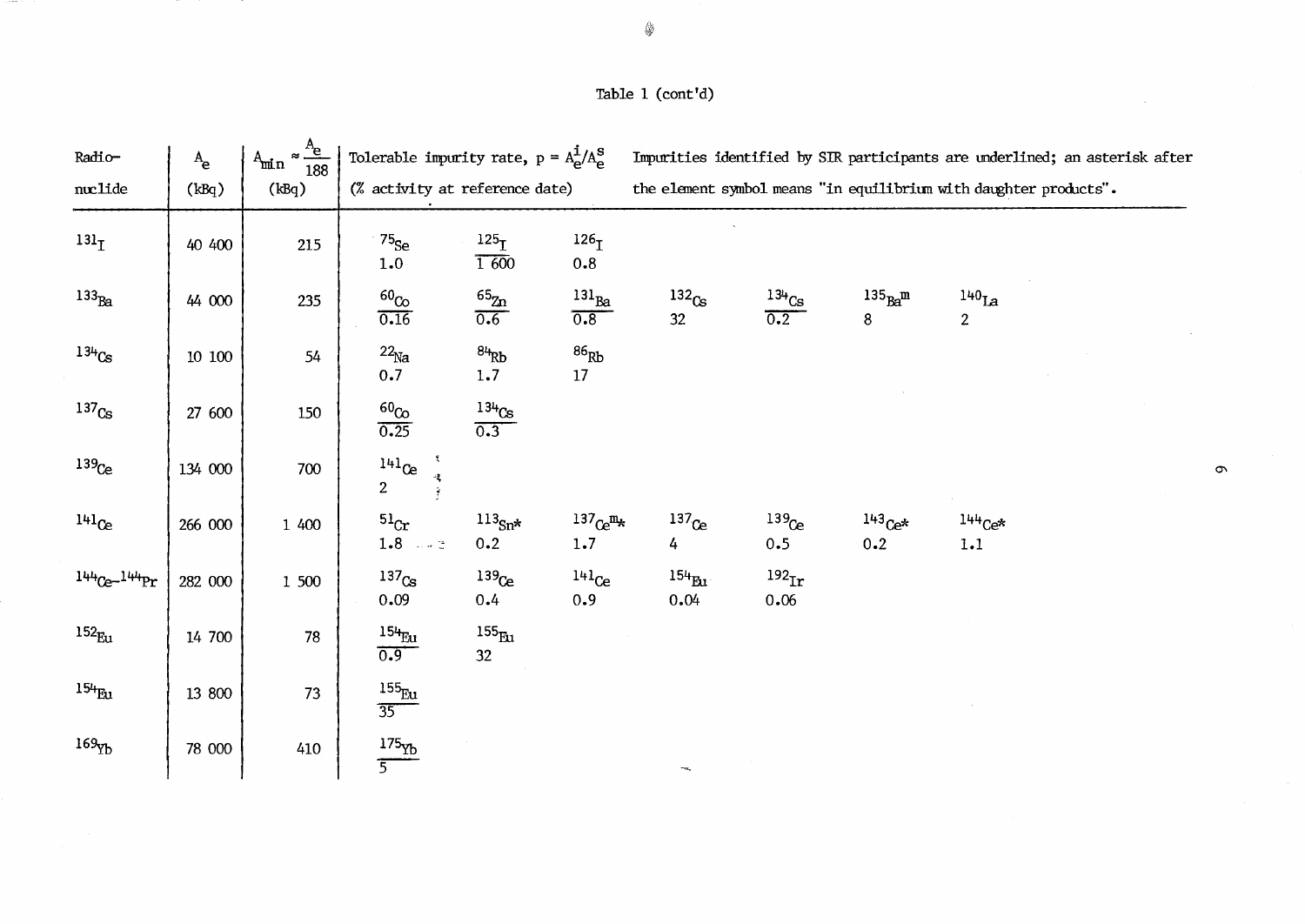Table 1 (cont'd)

| Radio-nuclide | $A_e$ (kBq) | $A_{min} \approx \frac{A_e}{188}$ (kBq) | Tolerable impurity rate, $p = A_e^i/A_e^s$ (% activity at reference date) | | | Impurities identified by SIR participants are underlined; an asterisk after the element symbol means "in equilibrium with daughter products". | | | |
|---|---|---|---|---|---|---|---|---|---|
| $^{131}I$ | 40 400 | 215 | $^{75}Se$ 1.0 | <u>$^{125}I$</u> <u>1 600</u> | $^{126}I$ 0.8 | | | | |
| $^{133}Ba$ | 44 000 | 235 | <u>$^{60}Co$</u> <u>0.16</u> | <u>$^{65}Zn$</u> <u>0.6</u> | <u>$^{131}Ba$</u> <u>0.8</u> | $^{132}Cs$ 32 | <u>$^{134}Cs$</u> <u>0.2</u> | $^{135}Ba^m$ 8 | $^{140}La$ 2 |
| $^{134}Cs$ | 10 100 | 54 | $^{22}Na$ 0.7 | $^{84}Rb$ 1.7 | $^{86}Rb$ 17 | | | | |
| $^{137}Cs$ | 27 600 | 150 | <u>$^{60}Co$</u> <u>0.25</u> | <u>$^{134}Cs$</u> <u>0.3</u> | | | | | |
| $^{139}Ce$ | 134 000 | 700 | $^{141}Ce$ 2 | | | | | | |
| $^{141}Ce$ | 266 000 | 1 400 | $^{51}Cr$ 1.8 | $^{113}Sn$* 0.2 | $^{137}Ce^m$* 1.7 | $^{137}Ce$ 4 | $^{139}Ce$ 0.5 | $^{143}Ce$* 0.2 | $^{144}Ce$* 1.1 |
| $^{144}Ce$–$^{144}Pr$ | 282 000 | 1 500 | $^{137}Cs$ 0.09 | $^{139}Ce$ 0.4 | $^{141}Ce$ 0.9 | $^{154}Eu$ 0.04 | $^{192}Ir$ 0.06 | | |
| $^{152}Eu$ | 14 700 | 78 | <u>$^{154}Eu$</u> <u>0.9</u> | $^{155}Eu$ 32 | | | | | |
| $^{154}Eu$ | 13 800 | 73 | <u>$^{155}Eu$</u> <u>35</u> | | | | | | |
| $^{169}Yb$ | 78 000 | 410 | <u>$^{175}Yb$</u> <u>5</u> | | | | | | |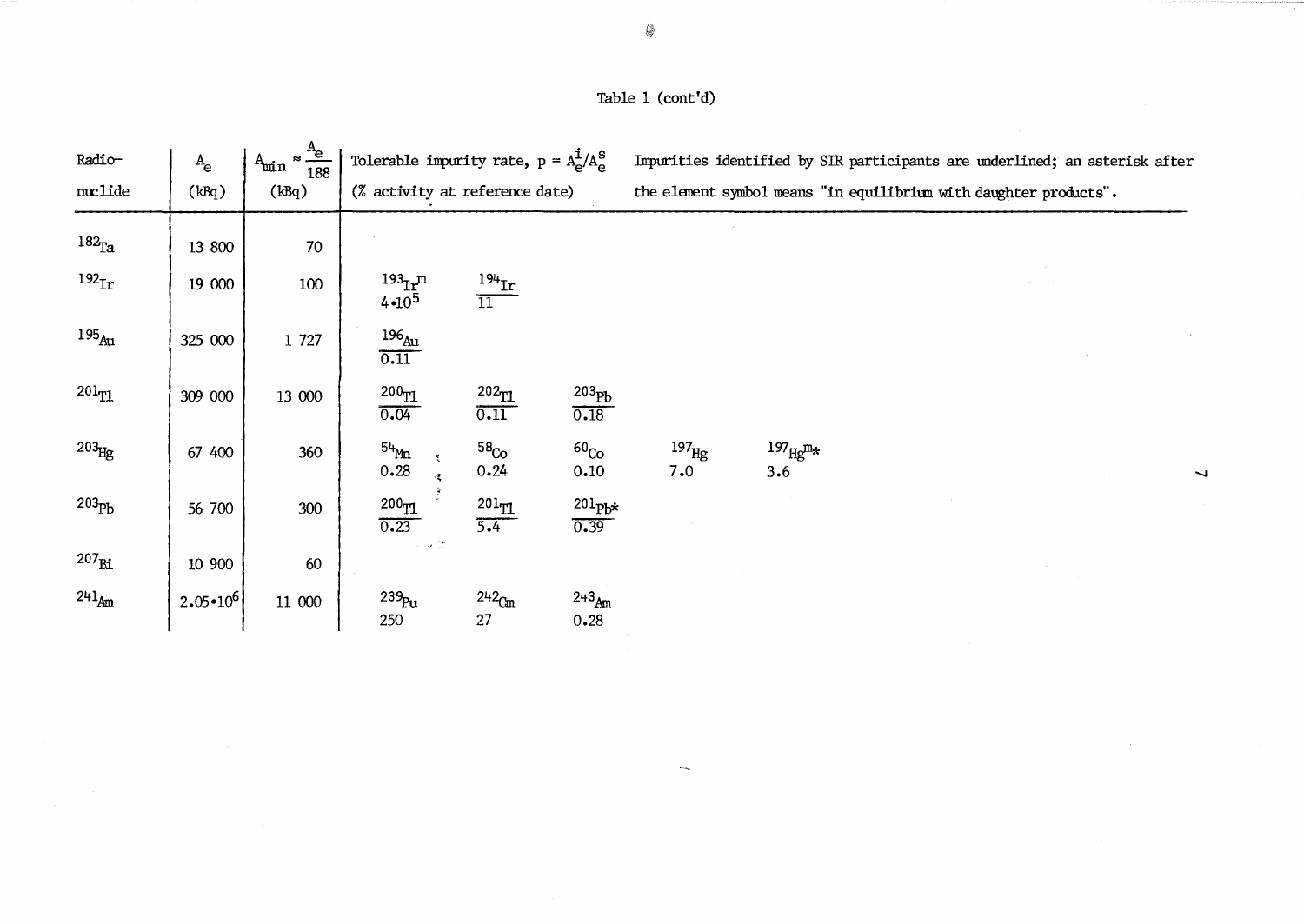Table 1 (cont'd)

| Radio-nuclide | $A_e$ (kBq) | $A_{min} \approx \frac{A_e}{188}$ (kBq) | Tolerable impurity rate, $p = A_e^i/A_e^s$ (% activity at reference date) | | | Impurities identified by SIR participants are underlined; an asterisk after the element symbol means "in equilibrium with daughter products". | |
|---|---|---|---|---|---|---|---|
| $^{182}Ta$ | 13 800 | 70 | | | | | |
| $^{192}Ir$ | 19 000 | 100 | $^{193}Ir^m$ $4 \cdot 10^5$ | <u>$^{194}Ir$ 11</u> | | | |
| $^{195}Au$ | 325 000 | 1 727 | <u>$^{196}Au$ 0.11</u> | | | | |
| $^{201}Tl$ | 309 000 | 13 000 | <u>$^{200}Tl$ 0.04</u> | <u>$^{202}Tl$ 0.11</u> | <u>$^{203}Pb$ 0.18</u> | | |
| $^{203}Hg$ | 67 400 | 360 | $^{54}Mn$ 0.28 | $^{58}Co$ 0.24 | $^{60}Co$ 0.10 | $^{197}Hg$ 7.0 | $^{197}Hg^m$* 3.6 |
| $^{203}Pb$ | 56 700 | 300 | <u>$^{200}Tl$ 0.23</u> | <u>$^{201}Tl$ 5.4</u> | <u>$^{201}Pb$* 0.39</u> | | |
| $^{207}Bi$ | 10 900 | 60 | | | | | |
| $^{241}Am$ | $2.05 \cdot 10^6$ | 11 000 | $^{239}Pu$ 250 | $^{242}Cm$ 27 | $^{243}Am$ 0.28 | | |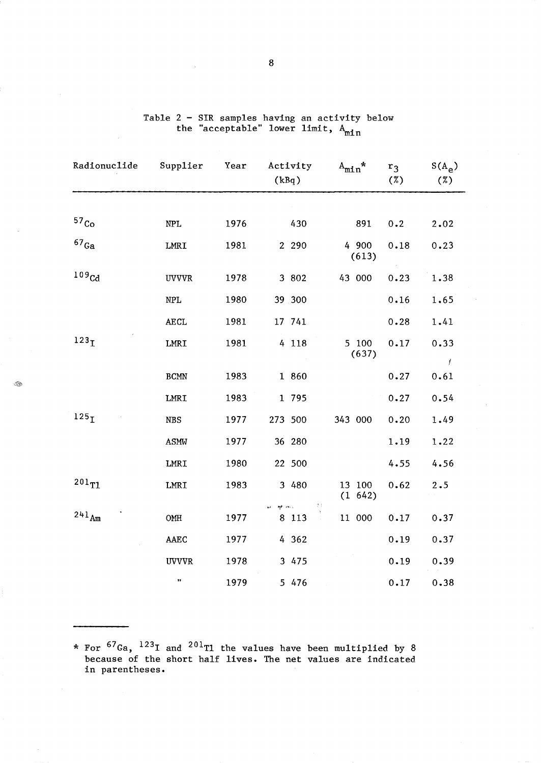Table 2 – SIR samples having an activity below the "acceptable" lower limit, $A_{min}$

| Radionuclide | Supplier | Year | Activity (kBq) | $A_{min}$* | $r_3$ (%) | $S(A_e)$ (%) |
|---|---|---|---|---|---|---|
| $^{57}Co$ | NPL | 1976 | 430 | 891 | 0.2 | 2.02 |
| $^{67}Ga$ | LMRI | 1981 | 2 290 | 4 900 (613) | 0.18 | 0.23 |
| $^{109}Cd$ | UVVVR | 1978 | 3 802 | 43 000 | 0.23 | 1.38 |
| | NPL | 1980 | 39 300 | | 0.16 | 1.65 |
| | AECL | 1981 | 17 741 | | 0.28 | 1.41 |
| $^{123}I$ | LMRI | 1981 | 4 118 | 5 100 (637) | 0.17 | 0.33 |
| | BCMN | 1983 | 1 860 | | 0.27 | 0.61 |
| | LMRI | 1983 | 1 795 | | 0.27 | 0.54 |
| $^{125}I$ | NBS | 1977 | 273 500 | 343 000 | 0.20 | 1.49 |
| | ASMW | 1977 | 36 280 | | 1.19 | 1.22 |
| | LMRI | 1980 | 22 500 | | 4.55 | 4.56 |
| $^{201}Tl$ | LMRI | 1983 | 3 480 | 13 100 (1 642) | 0.62 | 2.5 |
| $^{241}Am$ | OMH | 1977 | 8 113 | 11 000 | 0.17 | 0.37 |
| | AAEC | 1977 | 4 362 | | 0.19 | 0.37 |
| | UVVVR | 1978 | 3 475 | | 0.19 | 0.39 |
| | " | 1979 | 5 476 | | 0.17 | 0.38 |

\* For $^{67}Ga$, $^{123}I$ and $^{201}Tl$ the values have been multiplied by 8 because of the short half lives. The net values are indicated in parentheses.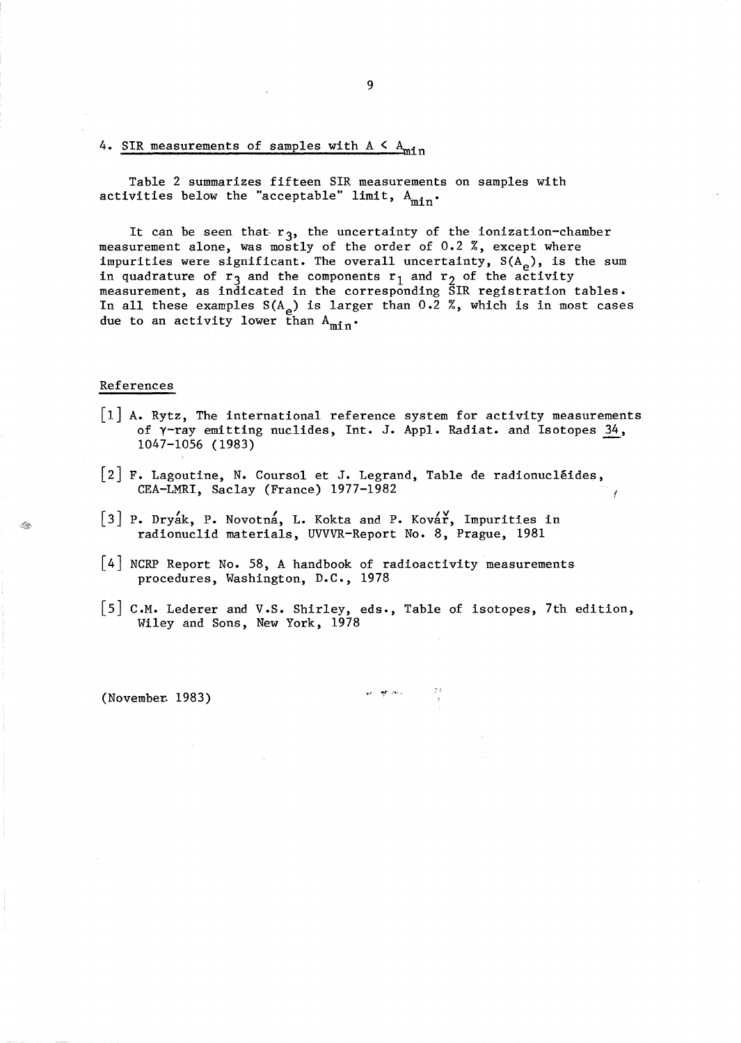## 4. SIR measurements of samples with $A < A_{min}$

Table 2 summarizes fifteen SIR measurements on samples with activities below the "acceptable" limit, $A_{min}$.

It can be seen that $r_3$, the uncertainty of the ionization-chamber measurement alone, was mostly of the order of 0.2 %, except where impurities were significant. The overall uncertainty, $S(A_e)$, is the sum in quadrature of $r_3$ and the components $r_1$ and $r_2$ of the activity measurement, as indicated in the corresponding SIR registration tables. In all these examples $S(A_e)$ is larger than 0.2 %, which is in most cases due to an activity lower than $A_{min}$.

### References

[1] A. Rytz, The international reference system for activity measurements of γ-ray emitting nuclides, Int. J. Appl. Radiat. and Isotopes 34, 1047-1056 (1983)

[2] F. Lagoutine, N. Coursol et J. Legrand, Table de radionucléides, CEA-LMRI, Saclay (France) 1977-1982

[3] P. Dryák, P. Novotná, L. Kokta and P. Kovář, Impurities in radionuclid materials, UVVVR-Report No. 8, Prague, 1981

[4] NCRP Report No. 58, A handbook of radioactivity measurements procedures, Washington, D.C., 1978

[5] C.M. Lederer and V.S. Shirley, eds., Table of isotopes, 7th edition, Wiley and Sons, New York, 1978

(November 1983)